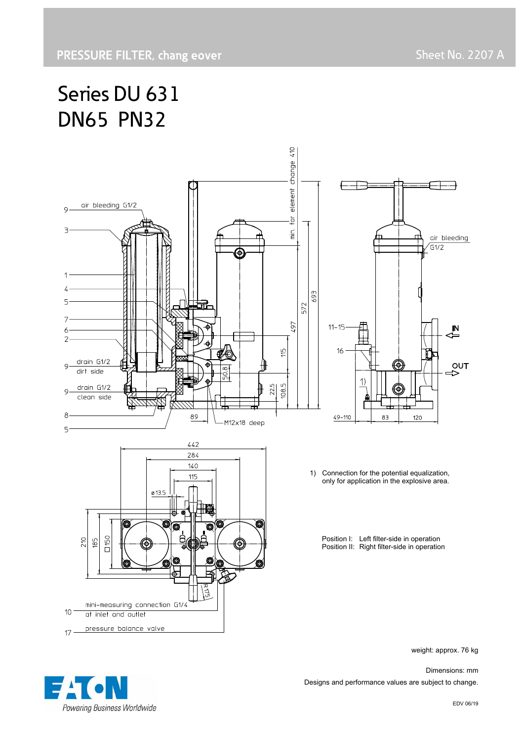PRESSURE FILTER, chang eover

Sheet No. 2207 A

# Series DU 631
# DN65 PN32

1) Connection for the potential equalization, only for application in the explosive area.

Position I: Left filter-side in operation
Position II: Right filter-side in operation

weight: approx. 76 kg

Dimensions: mm

Designs and performance values are subject to change.

EDV 06/19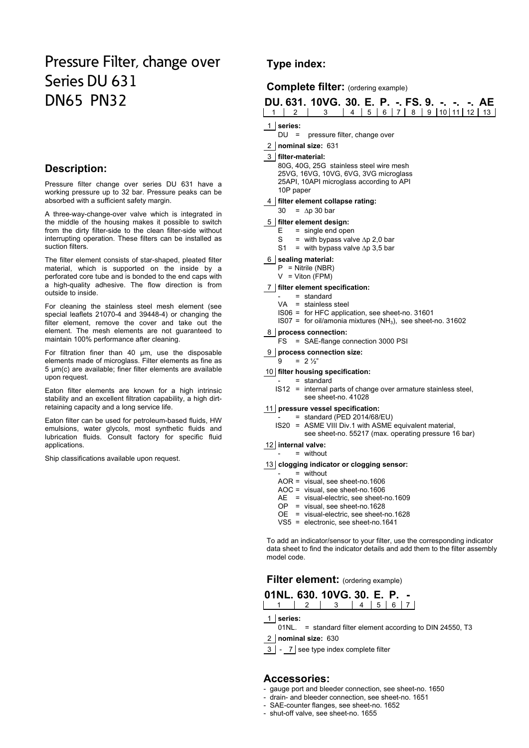# Pressure Filter, change over Series DU 631 DN65 PN32

## Description:

Pressure filter change over series DU 631 have a working pressure up to 32 bar. Pressure peaks can be absorbed with a sufficient safety margin.

A three-way-change-over valve which is integrated in the middle of the housing makes it possible to switch from the dirty filter-side to the clean filter-side without interrupting operation. These filters can be installed as suction filters.

The filter element consists of star-shaped, pleated filter material, which is supported on the inside by a perforated core tube and is bonded to the end caps with a high-quality adhesive. The flow direction is from outside to inside.

For cleaning the stainless steel mesh element (see special leaflets 21070-4 and 39448-4) or changing the filter element, remove the cover and take out the element. The mesh elements are not guaranteed to maintain 100% performance after cleaning.

For filtration finer than 40 µm, use the disposable elements made of microglass. Filter elements as fine as 5 µm(c) are available; finer filter elements are available upon request.

Eaton filter elements are known for a high intrinsic stability and an excellent filtration capability, a high dirt-retaining capacity and a long service life.

Eaton filter can be used for petroleum-based fluids, HW emulsions, water glycols, most synthetic fluids and lubrication fluids. Consult factory for specific fluid applications.

Ship classifications available upon request.

## Type index:

### Complete filter: (ordering example)

**DU. 631. 10VG. 30. E. P. -. FS. 9. -. -. -. AE**

| 1 | 2 | 3 | 4 | 5 | 6 | 7 | 8 | 9 | 10 | 11 | 12 | 13 |
|---|---|---|---|---|---|---|---|---|---|---|---|---|

**1 series:**
DU = pressure filter, change over

**2 nominal size:** 631

**3 filter-material:**
80G, 40G, 25G stainless steel wire mesh
25VG, 16VG, 10VG, 6VG, 3VG microglass
25API, 10API microglass according to API
10P paper

**4 filter element collapse rating:**
30 = $\Delta p$ 30 bar

**5 filter element design:**
E = single end open
S = with bypass valve $\Delta p$ 2,0 bar
S1 = with bypass valve $\Delta p$ 3,5 bar

**6 sealing material:**
P = Nitrile (NBR)
V = Viton (FPM)

**7 filter element specification:**
- = standard
VA = stainless steel
IS06 = for HFC application, see sheet-no. 31601
IS07 = for oil/amonia mixtures ($NH_3$), see sheet-no. 31602

**8 process connection:**
FS = SAE-flange connection 3000 PSI

**9 process connection size:**
9 = 2 ½"

**10 filter housing specification:**
- = standard
IS12 = internal parts of change over armature stainless steel, see sheet-no. 41028

**11 pressure vessel specification:**
- = standard (PED 2014/68/EU)
IS20 = ASME VIII Div.1 with ASME equivalent material, see sheet-no. 55217 (max. operating pressure 16 bar)

**12 internal valve:**
- = without

**13 clogging indicator or clogging sensor:**
- = without
AOR = visual, see sheet-no.1606
AOC = visual, see sheet-no.1606
AE = visual-electric, see sheet-no.1609
OP = visual, see sheet-no.1628
OE = visual-electric, see sheet-no.1628
VS5 = electronic, see sheet-no.1641

To add an indicator/sensor to your filter, use the corresponding indicator data sheet to find the indicator details and add them to the filter assembly model code.

### Filter element: (ordering example)

**01NL. 630. 10VG. 30. E. P. -**

| 1 | 2 | 3 | 4 | 5 | 6 | 7 |
|---|---|---|---|---|---|---|

**1 series:**
01NL. = standard filter element according to DIN 24550, T3

**2 nominal size:** 630

**3 - 7** see type index complete filter

## Accessories:

- gauge port and bleeder connection, see sheet-no. 1650
- drain- and bleeder connection, see sheet-no. 1651
- SAE-counter flanges, see sheet-no. 1652
- shut-off valve, see sheet-no. 1655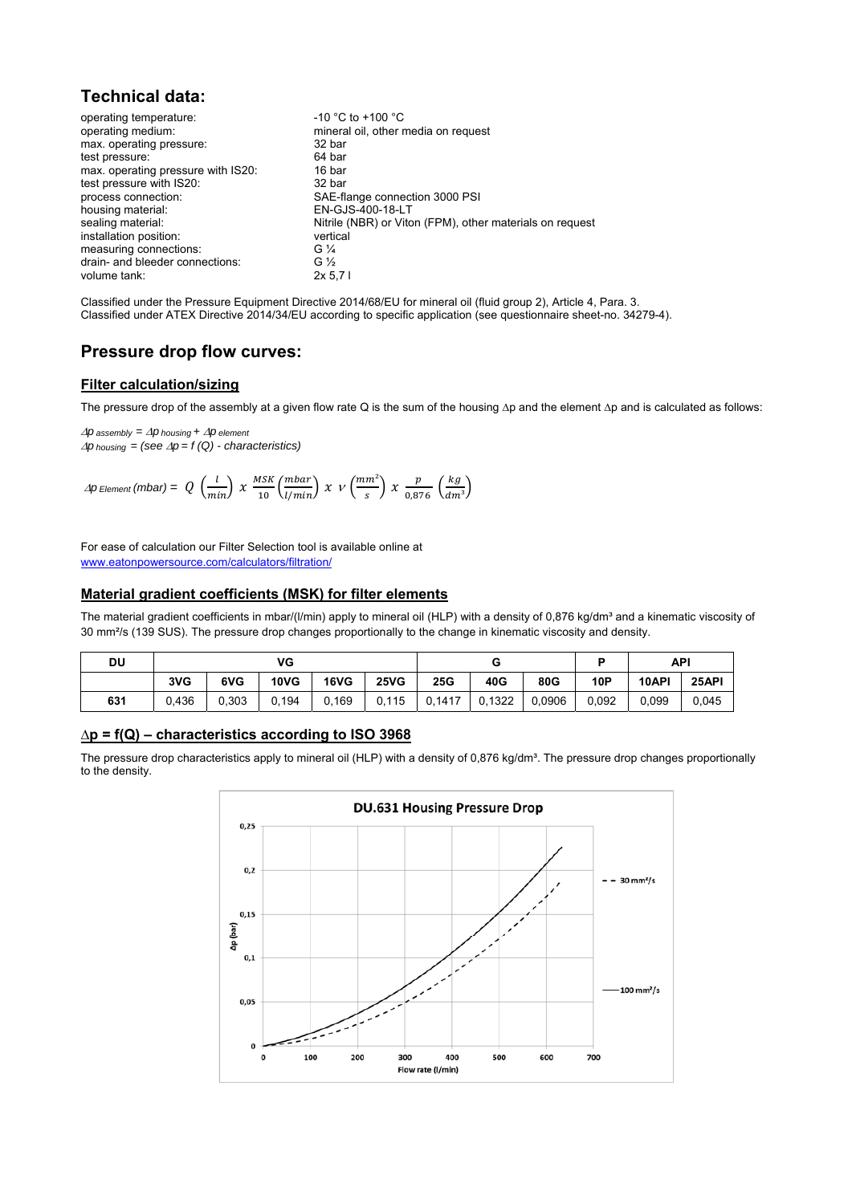## Technical data:

| | |
|---|---|
| operating temperature: | -10 °C to +100 °C |
| operating medium: | mineral oil, other media on request |
| max. operating pressure: | 32 bar |
| test pressure: | 64 bar |
| max. operating pressure with IS20: | 16 bar |
| test pressure with IS20: | 32 bar |
| process connection: | SAE-flange connection 3000 PSI |
| housing material: | EN-GJS-400-18-LT |
| sealing material: | Nitrile (NBR) or Viton (FPM), other materials on request |
| installation position: | vertical |
| measuring connections: | G ¼ |
| drain- and bleeder connections: | G ½ |
| volume tank: | 2x 5,7 l |

Classified under the Pressure Equipment Directive 2014/68/EU for mineral oil (fluid group 2), Article 4, Para. 3.
Classified under ATEX Directive 2014/34/EU according to specific application (see questionnaire sheet-no. 34279-4).

## Pressure drop flow curves:

### Filter calculation/sizing

The pressure drop of the assembly at a given flow rate Q is the sum of the housing Δp and the element Δp and is calculated as follows:

$\Delta p_{\,assembly} = \Delta p_{\,housing} + \Delta p_{\,element}$
$\Delta p_{\,housing}$ = (see Δp = f (Q) - characteristics)

$$\Delta p_{\,Element}\,(mbar) = Q\left(\frac{l}{min}\right) x \frac{MSK}{10}\left(\frac{mbar}{l/min}\right) x\ \nu\left(\frac{mm^2}{s}\right) x \frac{\rho}{0{,}876}\left(\frac{kg}{dm^3}\right)$$

For ease of calculation our Filter Selection tool is available online at
www.eatonpowersource.com/calculators/filtration/

### Material gradient coefficients (MSK) for filter elements

The material gradient coefficients in mbar/(l/min) apply to mineral oil (HLP) with a density of 0,876 kg/dm³ and a kinematic viscosity of 30 mm²/s (139 SUS). The pressure drop changes proportionally to the change in kinematic viscosity and density.

| DU | VG | | | | | G | | | P | API | |
|---|---|---|---|---|---|---|---|---|---|---|---|
| | 3VG | 6VG | 10VG | 16VG | 25VG | 25G | 40G | 80G | 10P | 10API | 25API |
| 631 | 0,436 | 0,303 | 0,194 | 0,169 | 0,115 | 0,1417 | 0,1322 | 0,0906 | 0,092 | 0,099 | 0,045 |

### Δp = f(Q) – characteristics according to ISO 3968

The pressure drop characteristics apply to mineral oil (HLP) with a density of 0,876 kg/dm³. The pressure drop changes proportionally to the density.

DU.631 Housing Pressure Drop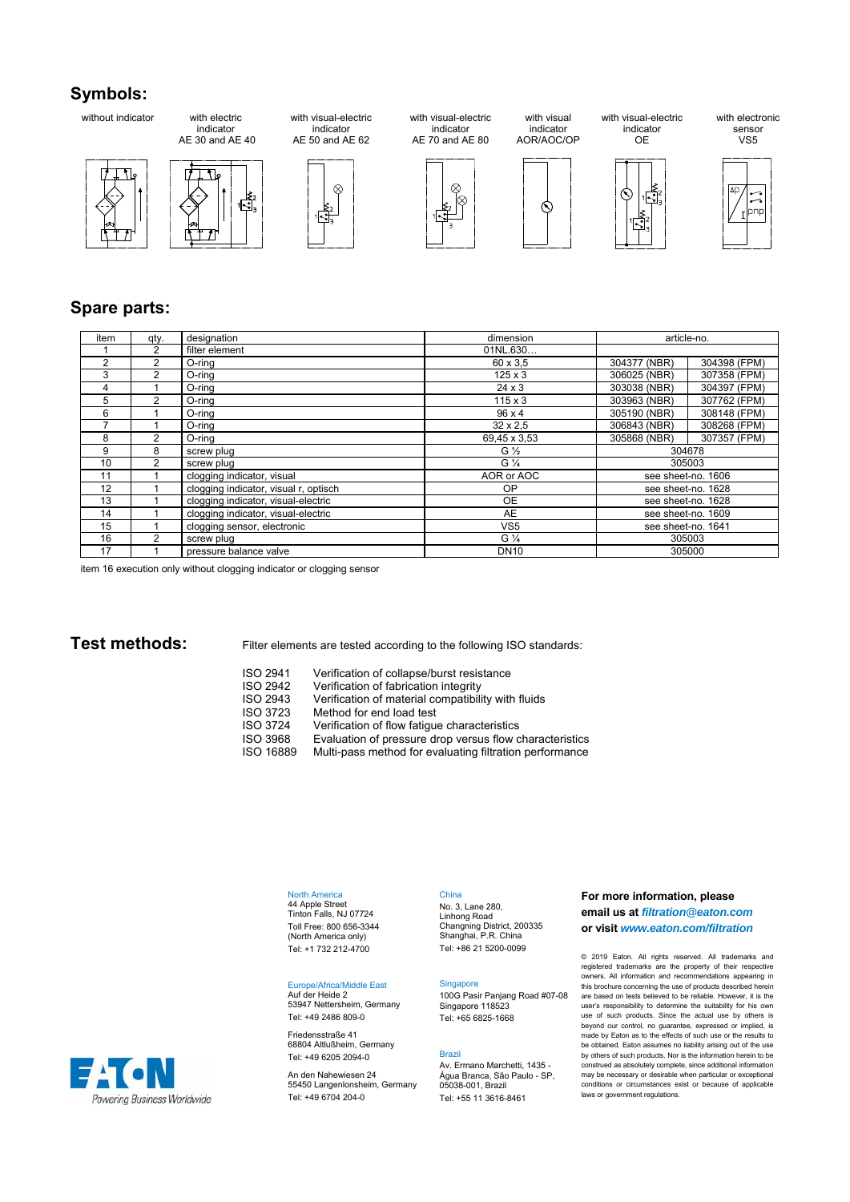## Symbols:

without indicator

with electric indicator AE 30 and AE 40

with visual-electric indicator AE 50 and AE 62

with visual-electric indicator AE 70 and AE 80

with visual indicator AOR/AOC/OP

with visual-electric indicator OE

with electronic sensor VS5

## Spare parts:

| item | qty. | designation | dimension | article-no. | |
|---|---|---|---|---|---|
| 1 | 2 | filter element | 01NL.630… | | |
| 2 | 2 | O-ring | 60 x 3,5 | 304377 (NBR) | 304398 (FPM) |
| 3 | 2 | O-ring | 125 x 3 | 306025 (NBR) | 307358 (FPM) |
| 4 | 1 | O-ring | 24 x 3 | 303038 (NBR) | 304397 (FPM) |
| 5 | 2 | O-ring | 115 x 3 | 303963 (NBR) | 307762 (FPM) |
| 6 | 1 | O-ring | 96 x 4 | 305190 (NBR) | 308148 (FPM) |
| 7 | 1 | O-ring | 32 x 2,5 | 306843 (NBR) | 308268 (FPM) |
| 8 | 2 | O-ring | 69,45 x 3,53 | 305868 (NBR) | 307357 (FPM) |
| 9 | 8 | screw plug | G ½ | 304678 | |
| 10 | 2 | screw plug | G ¼ | 305003 | |
| 11 | 1 | clogging indicator, visual | AOR or AOC | see sheet-no. 1606 | |
| 12 | 1 | clogging indicator, visual r, optisch | OP | see sheet-no. 1628 | |
| 13 | 1 | clogging indicator, visual-electric | OE | see sheet-no. 1628 | |
| 14 | 1 | clogging indicator, visual-electric | AE | see sheet-no. 1609 | |
| 15 | 1 | clogging sensor, electronic | VS5 | see sheet-no. 1641 | |
| 16 | 2 | screw plug | G ¼ | 305003 | |
| 17 | 1 | pressure balance valve | DN10 | 305000 | |

item 16 execution only without clogging indicator or clogging sensor

## Test methods:

Filter elements are tested according to the following ISO standards:

- ISO 2941 Verification of collapse/burst resistance
- ISO 2942 Verification of fabrication integrity
- ISO 2943 Verification of material compatibility with fluids
- ISO 3723 Method for end load test
- ISO 3724 Verification of flow fatigue characteristics
- ISO 3968 Evaluation of pressure drop versus flow characteristics
- ISO 16889 Multi-pass method for evaluating filtration performance

North America
44 Apple Street
Tinton Falls, NJ 07724
Toll Free: 800 656-3344
(North America only)
Tel: +1 732 212-4700

Europe/Africa/Middle East
Auf der Heide 2
53947 Nettersheim, Germany
Tel: +49 2486 809-0

Friedensstraße 41
68804 Altlußheim, Germany
Tel: +49 6205 2094-0

An den Nahewiesen 24
55450 Langenlonsheim, Germany
Tel: +49 6704 204-0

China
No. 3, Lane 280,
Linhong Road
Changning District, 200335
Shanghai, P.R. China
Tel: +86 21 5200-0099

Singapore
100G Pasir Panjang Road #07-08
Singapore 118523
Tel: +65 6825-1668

Brazil
Av. Ermano Marchetti, 1435 -
Água Branca, São Paulo - SP,
05038-001, Brazil
Tel: +55 11 3616-8461

**For more information, please email us at *filtration@eaton.com* or visit *www.eaton.com/filtration***

© 2019 Eaton. All rights reserved. All trademarks and registered trademarks are the property of their respective owners. All information and recommendations appearing in this brochure concerning the use of products described herein are based on tests believed to be reliable. However, it is the user's responsibility to determine the suitability for his own use of such products. Since the actual use by others is beyond our control, no guarantee, expressed or implied, is made by Eaton as to the effects of such use or the results to be obtained. Eaton assumes no liability arising out of the use by others of such products. Nor is the information herein to be construed as absolutely complete, since additional information may be necessary or desirable when particular or exceptional conditions or circumstances exist or because of applicable laws or government regulations.

EATON
Powering Business Worldwide